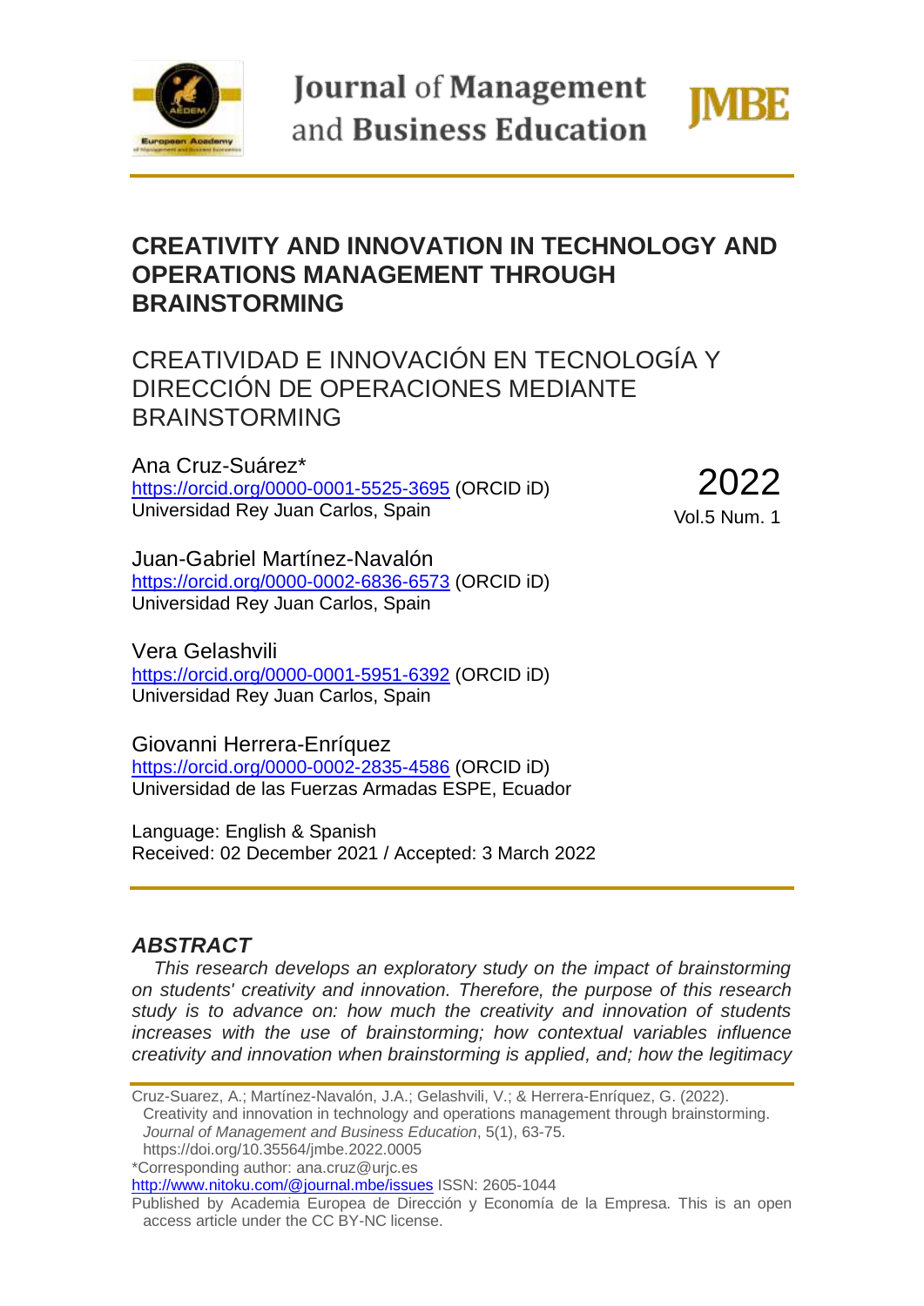# CREATIVITY AND INNOVATION IN TECHNOLOGY AND OPERATIONS MANAGEMENT THROUGH BRAINSTORMING

## CREATIVIDAD E INNOVACIÓN EN TECNOLOGÍA Y DIRECCIÓN DE OPERACIONES MEDIANTE BRAINSTORMING

2022
Vol.5 Num. 1

Ana Cruz-Suárez*
https://orcid.org/0000-0001-5525-3695 (ORCID iD)
Universidad Rey Juan Carlos, Spain

Juan-Gabriel Martínez-Navalón
https://orcid.org/0000-0002-6836-6573 (ORCID iD)
Universidad Rey Juan Carlos, Spain

Vera Gelashvili
https://orcid.org/0000-0001-5951-6392 (ORCID iD)
Universidad Rey Juan Carlos, Spain

Giovanni Herrera-Enríquez
https://orcid.org/0000-0002-2835-4586 (ORCID iD)
Universidad de las Fuerzas Armadas ESPE, Ecuador

Language: English & Spanish
Received: 02 December 2021 / Accepted: 3 March 2022

### ABSTRACT

*This research develops an exploratory study on the impact of brainstorming on students' creativity and innovation. Therefore, the purpose of this research study is to advance on: how much the creativity and innovation of students increases with the use of brainstorming; how contextual variables influence creativity and innovation when brainstorming is applied, and; how the legitimacy*

---

Cruz-Suarez, A.; Martínez-Navalón, J.A.; Gelashvili, V.; & Herrera-Enríquez, G. (2022). Creativity and innovation in technology and operations management through brainstorming. *Journal of Management and Business Education*, 5(1), 63-75. https://doi.org/10.35564/jmbe.2022.0005

*Corresponding author: ana.cruz@urjc.es

http://www.nitoku.com/@journal.mbe/issues ISSN: 2605-1044

Published by Academia Europea de Dirección y Economía de la Empresa. This is an open access article under the CC BY-NC license.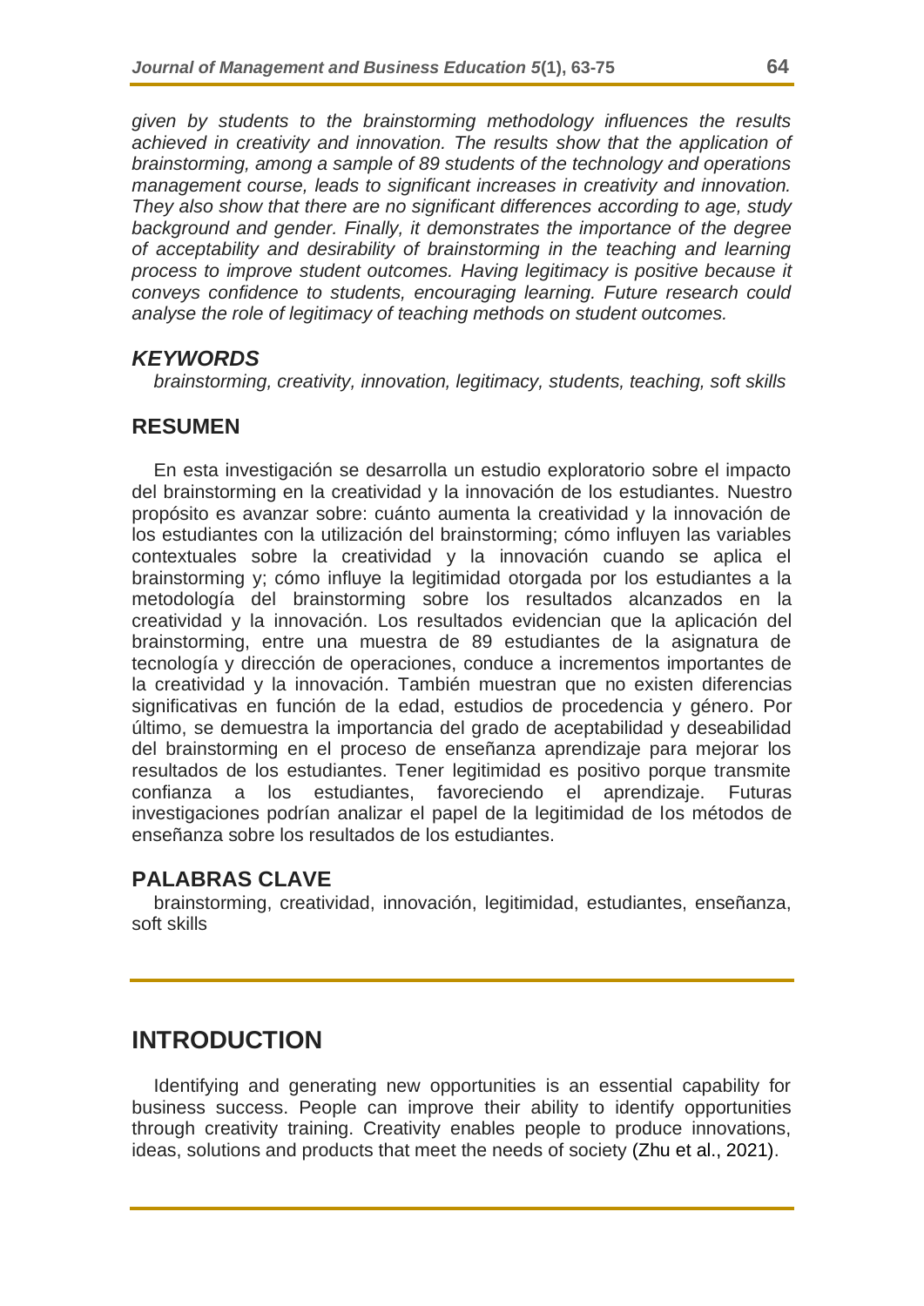*given by students to the brainstorming methodology influences the results achieved in creativity and innovation. The results show that the application of brainstorming, among a sample of 89 students of the technology and operations management course, leads to significant increases in creativity and innovation. They also show that there are no significant differences according to age, study background and gender. Finally, it demonstrates the importance of the degree of acceptability and desirability of brainstorming in the teaching and learning process to improve student outcomes. Having legitimacy is positive because it conveys confidence to students, encouraging learning. Future research could analyse the role of legitimacy of teaching methods on student outcomes.*

### *KEYWORDS*

*brainstorming, creativity, innovation, legitimacy, students, teaching, soft skills*

### RESUMEN

En esta investigación se desarrolla un estudio exploratorio sobre el impacto del brainstorming en la creatividad y la innovación de los estudiantes. Nuestro propósito es avanzar sobre: cuánto aumenta la creatividad y la innovación de los estudiantes con la utilización del brainstorming; cómo influyen las variables contextuales sobre la creatividad y la innovación cuando se aplica el brainstorming y; cómo influye la legitimidad otorgada por los estudiantes a la metodología del brainstorming sobre los resultados alcanzados en la creatividad y la innovación. Los resultados evidencian que la aplicación del brainstorming, entre una muestra de 89 estudiantes de la asignatura de tecnología y dirección de operaciones, conduce a incrementos importantes de la creatividad y la innovación. También muestran que no existen diferencias significativas en función de la edad, estudios de procedencia y género. Por último, se demuestra la importancia del grado de aceptabilidad y deseabilidad del brainstorming en el proceso de enseñanza aprendizaje para mejorar los resultados de los estudiantes. Tener legitimidad es positivo porque transmite confianza a los estudiantes, favoreciendo el aprendizaje. Futuras investigaciones podrían analizar el papel de la legitimidad de los métodos de enseñanza sobre los resultados de los estudiantes.

### PALABRAS CLAVE

brainstorming, creatividad, innovación, legitimidad, estudiantes, enseñanza, soft skills

## INTRODUCTION

Identifying and generating new opportunities is an essential capability for business success. People can improve their ability to identify opportunities through creativity training. Creativity enables people to produce innovations, ideas, solutions and products that meet the needs of society (Zhu et al., 2021).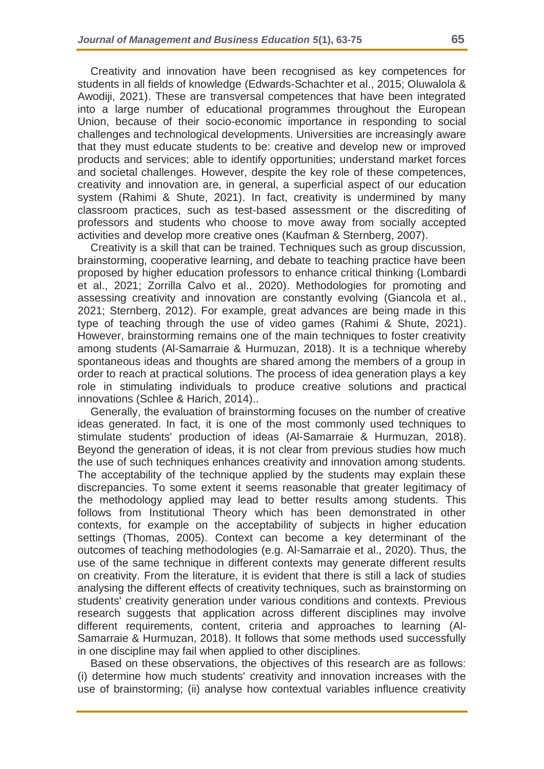Creativity and innovation have been recognised as key competences for students in all fields of knowledge (Edwards-Schachter et al., 2015; Oluwalola & Awodiji, 2021). These are transversal competences that have been integrated into a large number of educational programmes throughout the European Union, because of their socio-economic importance in responding to social challenges and technological developments. Universities are increasingly aware that they must educate students to be: creative and develop new or improved products and services; able to identify opportunities; understand market forces and societal challenges. However, despite the key role of these competences, creativity and innovation are, in general, a superficial aspect of our education system (Rahimi & Shute, 2021). In fact, creativity is undermined by many classroom practices, such as test-based assessment or the discrediting of professors and students who choose to move away from socially accepted activities and develop more creative ones (Kaufman & Sternberg, 2007).

Creativity is a skill that can be trained. Techniques such as group discussion, brainstorming, cooperative learning, and debate to teaching practice have been proposed by higher education professors to enhance critical thinking (Lombardi et al., 2021; Zorrilla Calvo et al., 2020). Methodologies for promoting and assessing creativity and innovation are constantly evolving (Giancola et al., 2021; Sternberg, 2012). For example, great advances are being made in this type of teaching through the use of video games (Rahimi & Shute, 2021). However, brainstorming remains one of the main techniques to foster creativity among students (Al-Samarraie & Hurmuzan, 2018). It is a technique whereby spontaneous ideas and thoughts are shared among the members of a group in order to reach at practical solutions. The process of idea generation plays a key role in stimulating individuals to produce creative solutions and practical innovations (Schlee & Harich, 2014)..

Generally, the evaluation of brainstorming focuses on the number of creative ideas generated. In fact, it is one of the most commonly used techniques to stimulate students' production of ideas (Al-Samarraie & Hurmuzan, 2018). Beyond the generation of ideas, it is not clear from previous studies how much the use of such techniques enhances creativity and innovation among students. The acceptability of the technique applied by the students may explain these discrepancies. To some extent it seems reasonable that greater legitimacy of the methodology applied may lead to better results among students. This follows from Institutional Theory which has been demonstrated in other contexts, for example on the acceptability of subjects in higher education settings (Thomas, 2005). Context can become a key determinant of the outcomes of teaching methodologies (e.g. Al-Samarraie et al., 2020). Thus, the use of the same technique in different contexts may generate different results on creativity. From the literature, it is evident that there is still a lack of studies analysing the different effects of creativity techniques, such as brainstorming on students' creativity generation under various conditions and contexts. Previous research suggests that application across different disciplines may involve different requirements, content, criteria and approaches to learning (Al-Samarraie & Hurmuzan, 2018). It follows that some methods used successfully in one discipline may fail when applied to other disciplines.

Based on these observations, the objectives of this research are as follows: (i) determine how much students' creativity and innovation increases with the use of brainstorming; (ii) analyse how contextual variables influence creativity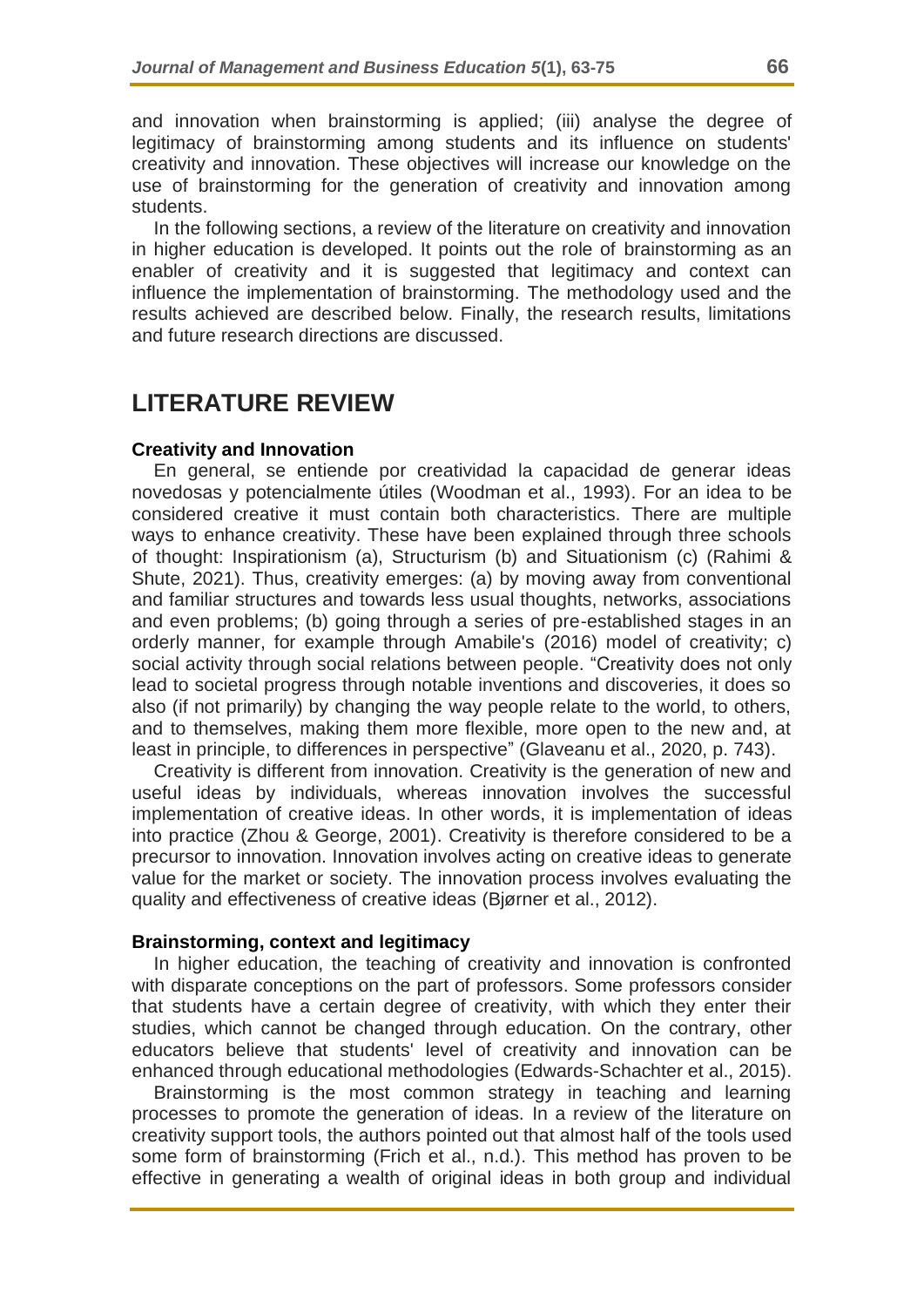and innovation when brainstorming is applied; (iii) analyse the degree of legitimacy of brainstorming among students and its influence on students' creativity and innovation. These objectives will increase our knowledge on the use of brainstorming for the generation of creativity and innovation among students.

In the following sections, a review of the literature on creativity and innovation in higher education is developed. It points out the role of brainstorming as an enabler of creativity and it is suggested that legitimacy and context can influence the implementation of brainstorming. The methodology used and the results achieved are described below. Finally, the research results, limitations and future research directions are discussed.

## LITERATURE REVIEW

### Creativity and Innovation

En general, se entiende por creatividad la capacidad de generar ideas novedosas y potencialmente útiles (Woodman et al., 1993). For an idea to be considered creative it must contain both characteristics. There are multiple ways to enhance creativity. These have been explained through three schools of thought: Inspirationism (a), Structurism (b) and Situationism (c) (Rahimi & Shute, 2021). Thus, creativity emerges: (a) by moving away from conventional and familiar structures and towards less usual thoughts, networks, associations and even problems; (b) going through a series of pre-established stages in an orderly manner, for example through Amabile's (2016) model of creativity; c) social activity through social relations between people. "Creativity does not only lead to societal progress through notable inventions and discoveries, it does so also (if not primarily) by changing the way people relate to the world, to others, and to themselves, making them more flexible, more open to the new and, at least in principle, to differences in perspective" (Glaveanu et al., 2020, p. 743).

Creativity is different from innovation. Creativity is the generation of new and useful ideas by individuals, whereas innovation involves the successful implementation of creative ideas. In other words, it is implementation of ideas into practice (Zhou & George, 2001). Creativity is therefore considered to be a precursor to innovation. Innovation involves acting on creative ideas to generate value for the market or society. The innovation process involves evaluating the quality and effectiveness of creative ideas (Bjørner et al., 2012).

### Brainstorming, context and legitimacy

In higher education, the teaching of creativity and innovation is confronted with disparate conceptions on the part of professors. Some professors consider that students have a certain degree of creativity, with which they enter their studies, which cannot be changed through education. On the contrary, other educators believe that students' level of creativity and innovation can be enhanced through educational methodologies (Edwards-Schachter et al., 2015).

Brainstorming is the most common strategy in teaching and learning processes to promote the generation of ideas. In a review of the literature on creativity support tools, the authors pointed out that almost half of the tools used some form of brainstorming (Frich et al., n.d.). This method has proven to be effective in generating a wealth of original ideas in both group and individual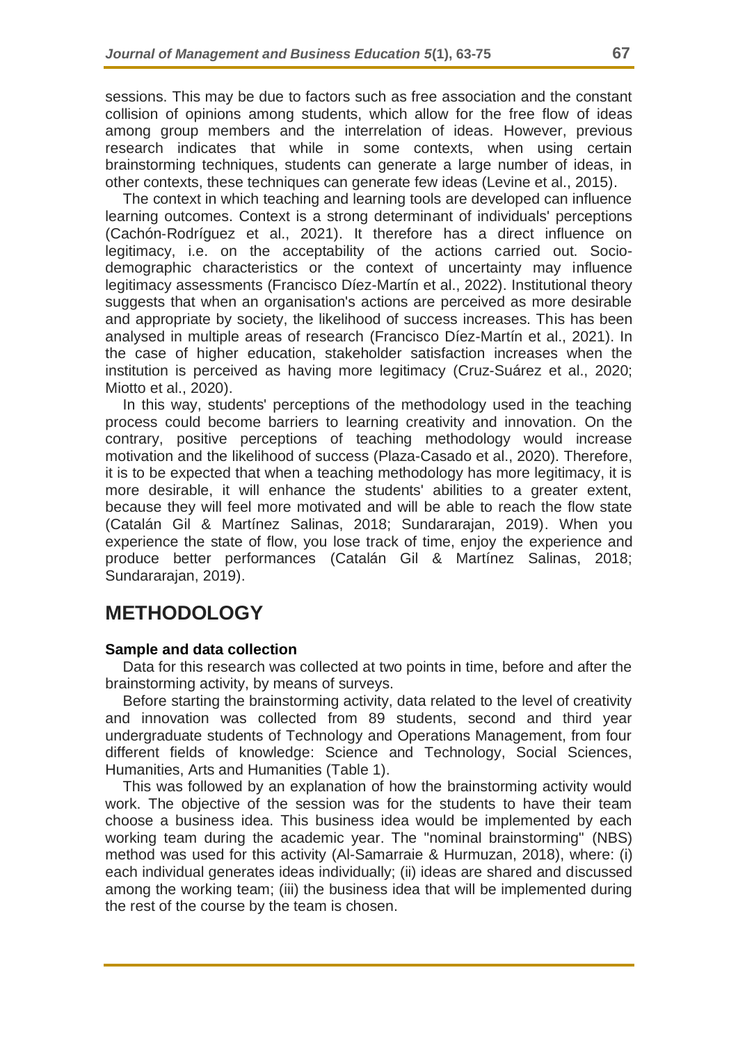sessions. This may be due to factors such as free association and the constant collision of opinions among students, which allow for the free flow of ideas among group members and the interrelation of ideas. However, previous research indicates that while in some contexts, when using certain brainstorming techniques, students can generate a large number of ideas, in other contexts, these techniques can generate few ideas (Levine et al., 2015).

The context in which teaching and learning tools are developed can influence learning outcomes. Context is a strong determinant of individuals' perceptions (Cachón-Rodríguez et al., 2021). It therefore has a direct influence on legitimacy, i.e. on the acceptability of the actions carried out. Socio-demographic characteristics or the context of uncertainty may influence legitimacy assessments (Francisco Díez-Martín et al., 2022). Institutional theory suggests that when an organisation's actions are perceived as more desirable and appropriate by society, the likelihood of success increases. This has been analysed in multiple areas of research (Francisco Díez-Martín et al., 2021). In the case of higher education, stakeholder satisfaction increases when the institution is perceived as having more legitimacy (Cruz-Suárez et al., 2020; Miotto et al., 2020).

In this way, students' perceptions of the methodology used in the teaching process could become barriers to learning creativity and innovation. On the contrary, positive perceptions of teaching methodology would increase motivation and the likelihood of success (Plaza-Casado et al., 2020). Therefore, it is to be expected that when a teaching methodology has more legitimacy, it is more desirable, it will enhance the students' abilities to a greater extent, because they will feel more motivated and will be able to reach the flow state (Catalán Gil & Martínez Salinas, 2018; Sundararajan, 2019). When you experience the state of flow, you lose track of time, enjoy the experience and produce better performances (Catalán Gil & Martínez Salinas, 2018; Sundararajan, 2019).

## METHODOLOGY

### Sample and data collection

Data for this research was collected at two points in time, before and after the brainstorming activity, by means of surveys.

Before starting the brainstorming activity, data related to the level of creativity and innovation was collected from 89 students, second and third year undergraduate students of Technology and Operations Management, from four different fields of knowledge: Science and Technology, Social Sciences, Humanities, Arts and Humanities (Table 1).

This was followed by an explanation of how the brainstorming activity would work. The objective of the session was for the students to have their team choose a business idea. This business idea would be implemented by each working team during the academic year. The "nominal brainstorming" (NBS) method was used for this activity (Al-Samarraie & Hurmuzan, 2018), where: (i) each individual generates ideas individually; (ii) ideas are shared and discussed among the working team; (iii) the business idea that will be implemented during the rest of the course by the team is chosen.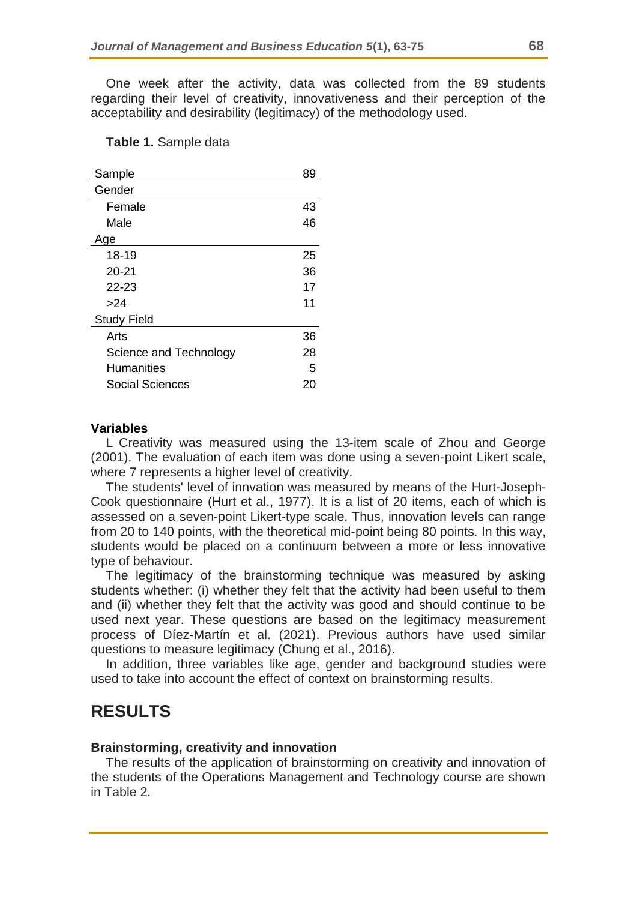One week after the activity, data was collected from the 89 students regarding their level of creativity, innovativeness and their perception of the acceptability and desirability (legitimacy) of the methodology used.

**Table 1.** Sample data

| Sample | 89 |
|---|---|
| Gender | |
| Female | 43 |
| Male | 46 |
| Age | |
| 18-19 | 25 |
| 20-21 | 36 |
| 22-23 | 17 |
| >24 | 11 |
| Study Field | |
| Arts | 36 |
| Science and Technology | 28 |
| Humanities | 5 |
| Social Sciences | 20 |

**Variables**

L Creativity was measured using the 13-item scale of Zhou and George (2001). The evaluation of each item was done using a seven-point Likert scale, where 7 represents a higher level of creativity.

The students' level of innvation was measured by means of the Hurt-Joseph-Cook questionnaire (Hurt et al., 1977). It is a list of 20 items, each of which is assessed on a seven-point Likert-type scale. Thus, innovation levels can range from 20 to 140 points, with the theoretical mid-point being 80 points. In this way, students would be placed on a continuum between a more or less innovative type of behaviour.

The legitimacy of the brainstorming technique was measured by asking students whether: (i) whether they felt that the activity had been useful to them and (ii) whether they felt that the activity was good and should continue to be used next year. These questions are based on the legitimacy measurement process of Díez-Martín et al. (2021). Previous authors have used similar questions to measure legitimacy (Chung et al., 2016).

In addition, three variables like age, gender and background studies were used to take into account the effect of context on brainstorming results.

# RESULTS

**Brainstorming, creativity and innovation**

The results of the application of brainstorming on creativity and innovation of the students of the Operations Management and Technology course are shown in Table 2.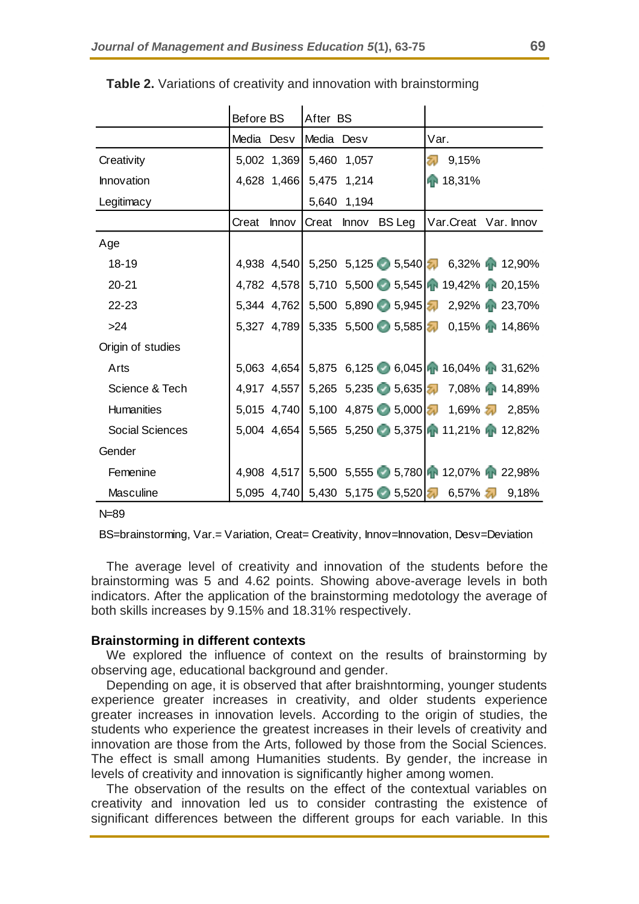**Table 2.** Variations of creativity and innovation with brainstorming

| | Before BS | | After BS | | | Var. | |
|---|---|---|---|---|---|---|---|
| | Media | Desv | Media | Desv | | Var. | |
| Creativity | 5,002 | 1,369 | 5,460 | 1,057 | | 9,15% | |
| Innovation | 4,628 | 1,466 | 5,475 | 1,214 | | 18,31% | |
| Legitimacy | | | 5,640 | 1,194 | | | |
| | Creat | Innov | Creat | Innov | BS Leg | Var.Creat | Var. Innov |
| Age | | | | | | | |
| 18-19 | 4,938 | 4,540 | 5,250 | 5,125 | 5,540 | 6,32% | 12,90% |
| 20-21 | 4,782 | 4,578 | 5,710 | 5,500 | 5,545 | 19,42% | 20,15% |
| 22-23 | 5,344 | 4,762 | 5,500 | 5,890 | 5,945 | 2,92% | 23,70% |
| >24 | 5,327 | 4,789 | 5,335 | 5,500 | 5,585 | 0,15% | 14,86% |
| Origin of studies | | | | | | | |
| Arts | 5,063 | 4,654 | 5,875 | 6,125 | 6,045 | 16,04% | 31,62% |
| Science & Tech | 4,917 | 4,557 | 5,265 | 5,235 | 5,635 | 7,08% | 14,89% |
| Humanities | 5,015 | 4,740 | 5,100 | 4,875 | 5,000 | 1,69% | 2,85% |
| Social Sciences | 5,004 | 4,654 | 5,565 | 5,250 | 5,375 | 11,21% | 12,82% |
| Gender | | | | | | | |
| Femenine | 4,908 | 4,517 | 5,500 | 5,555 | 5,780 | 12,07% | 22,98% |
| Masculine | 5,095 | 4,740 | 5,430 | 5,175 | 5,520 | 6,57% | 9,18% |

N=89

BS=brainstorming, Var.= Variation, Creat= Creativity, Innov=Innovation, Desv=Deviation

The average level of creativity and innovation of the students before the brainstorming was 5 and 4.62 points. Showing above-average levels in both indicators. After the application of the brainstorming medotology the average of both skills increases by 9.15% and 18.31% respectively.

### Brainstorming in different contexts

We explored the influence of context on the results of brainstorming by observing age, educational background and gender.

Depending on age, it is observed that after braishntorming, younger students experience greater increases in creativity, and older students experience greater increases in innovation levels. According to the origin of studies, the students who experience the greatest increases in their levels of creativity and innovation are those from the Arts, followed by those from the Social Sciences. The effect is small among Humanities students. By gender, the increase in levels of creativity and innovation is significantly higher among women.

The observation of the results on the effect of the contextual variables on creativity and innovation led us to consider contrasting the existence of significant differences between the different groups for each variable. In this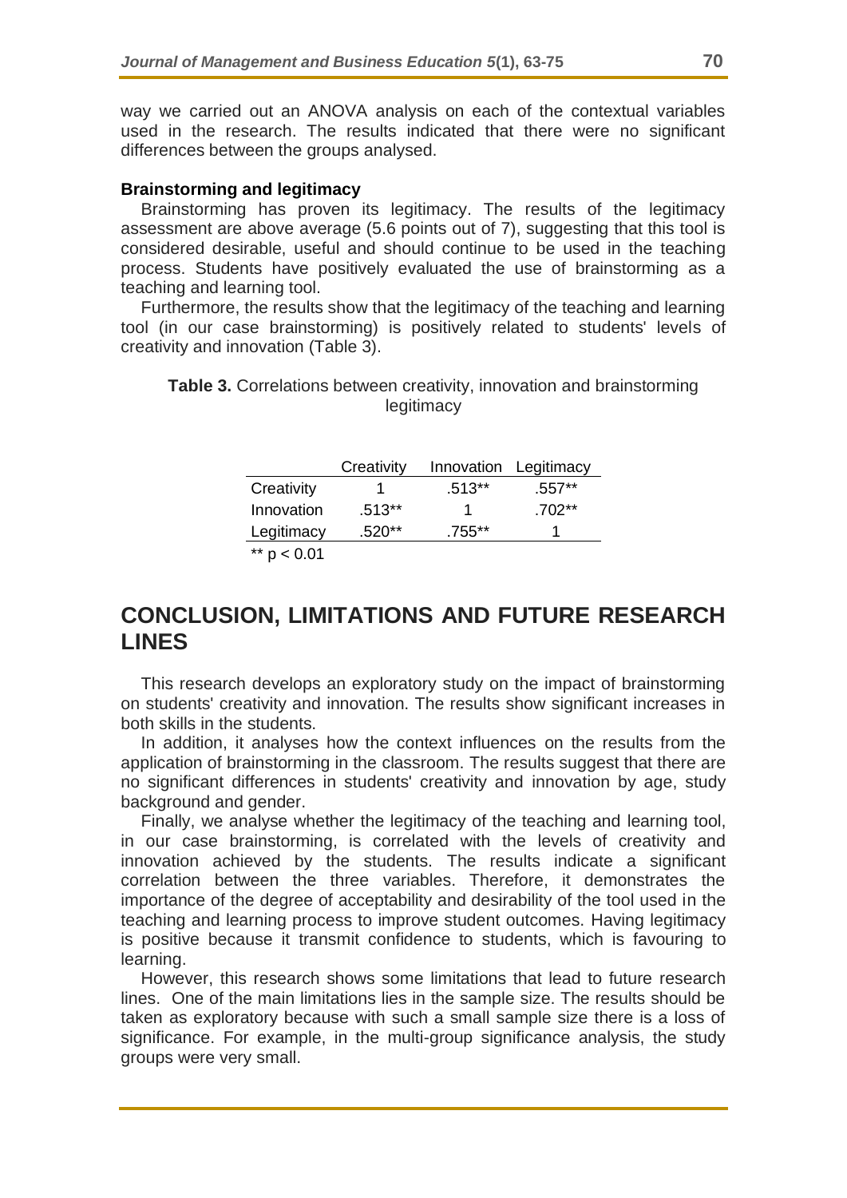way we carried out an ANOVA analysis on each of the contextual variables used in the research. The results indicated that there were no significant differences between the groups analysed.

**Brainstorming and legitimacy**

Brainstorming has proven its legitimacy. The results of the legitimacy assessment are above average (5.6 points out of 7), suggesting that this tool is considered desirable, useful and should continue to be used in the teaching process. Students have positively evaluated the use of brainstorming as a teaching and learning tool.

Furthermore, the results show that the legitimacy of the teaching and learning tool (in our case brainstorming) is positively related to students' levels of creativity and innovation (Table 3).

**Table 3.** Correlations between creativity, innovation and brainstorming legitimacy

| | Creativity | Innovation | Legitimacy |
|---|---|---|---|
| Creativity | 1 | .513** | .557** |
| Innovation | .513** | 1 | .702** |
| Legitimacy | .520** | .755** | 1 |

** $p < 0.01$

## CONCLUSION, LIMITATIONS AND FUTURE RESEARCH LINES

This research develops an exploratory study on the impact of brainstorming on students' creativity and innovation. The results show significant increases in both skills in the students.

In addition, it analyses how the context influences on the results from the application of brainstorming in the classroom. The results suggest that there are no significant differences in students' creativity and innovation by age, study background and gender.

Finally, we analyse whether the legitimacy of the teaching and learning tool, in our case brainstorming, is correlated with the levels of creativity and innovation achieved by the students. The results indicate a significant correlation between the three variables. Therefore, it demonstrates the importance of the degree of acceptability and desirability of the tool used in the teaching and learning process to improve student outcomes. Having legitimacy is positive because it transmit confidence to students, which is favouring to learning.

However, this research shows some limitations that lead to future research lines. One of the main limitations lies in the sample size. The results should be taken as exploratory because with such a small sample size there is a loss of significance. For example, in the multi-group significance analysis, the study groups were very small.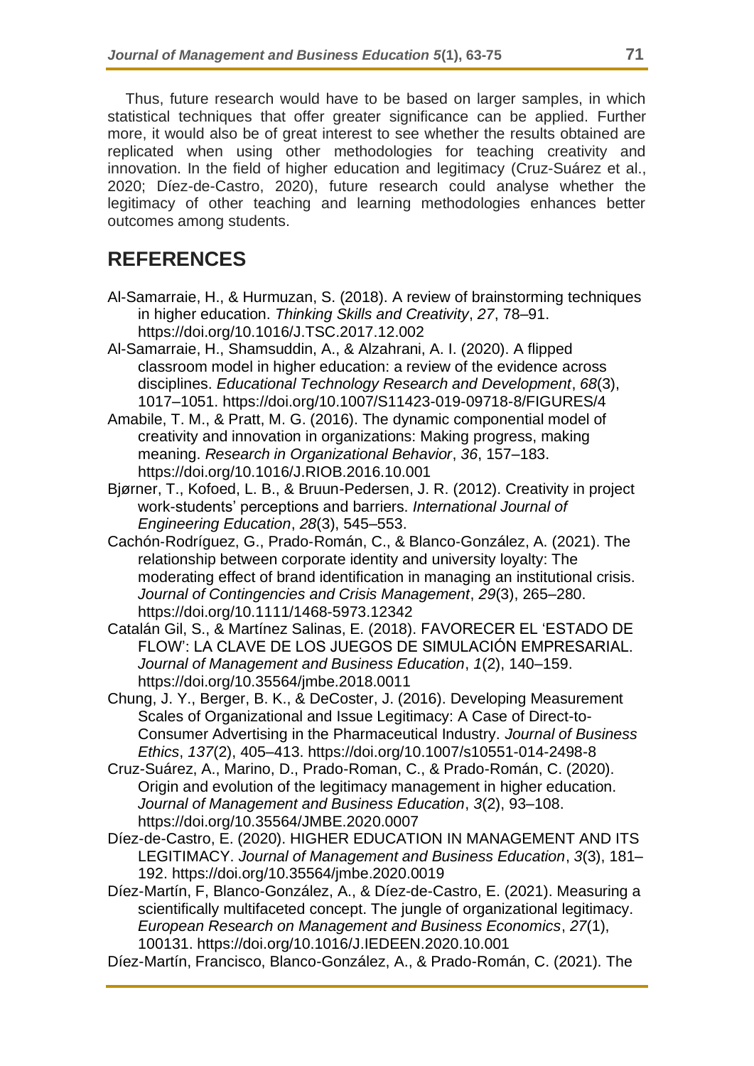Thus, future research would have to be based on larger samples, in which statistical techniques that offer greater significance can be applied. Further more, it would also be of great interest to see whether the results obtained are replicated when using other methodologies for teaching creativity and innovation. In the field of higher education and legitimacy (Cruz-Suárez et al., 2020; Díez-de-Castro, 2020), future research could analyse whether the legitimacy of other teaching and learning methodologies enhances better outcomes among students.

## REFERENCES

Al-Samarraie, H., & Hurmuzan, S. (2018). A review of brainstorming techniques in higher education. *Thinking Skills and Creativity*, *27*, 78–91. https://doi.org/10.1016/J.TSC.2017.12.002

Al-Samarraie, H., Shamsuddin, A., & Alzahrani, A. I. (2020). A flipped classroom model in higher education: a review of the evidence across disciplines. *Educational Technology Research and Development*, *68*(3), 1017–1051. https://doi.org/10.1007/S11423-019-09718-8/FIGURES/4

Amabile, T. M., & Pratt, M. G. (2016). The dynamic componential model of creativity and innovation in organizations: Making progress, making meaning. *Research in Organizational Behavior*, *36*, 157–183. https://doi.org/10.1016/J.RIOB.2016.10.001

Bjørner, T., Kofoed, L. B., & Bruun-Pedersen, J. R. (2012). Creativity in project work-students' perceptions and barriers. *International Journal of Engineering Education*, *28*(3), 545–553.

Cachón-Rodríguez, G., Prado-Román, C., & Blanco-González, A. (2021). The relationship between corporate identity and university loyalty: The moderating effect of brand identification in managing an institutional crisis. *Journal of Contingencies and Crisis Management*, *29*(3), 265–280. https://doi.org/10.1111/1468-5973.12342

Catalán Gil, S., & Martínez Salinas, E. (2018). FAVORECER EL 'ESTADO DE FLOW': LA CLAVE DE LOS JUEGOS DE SIMULACIÓN EMPRESARIAL. *Journal of Management and Business Education*, *1*(2), 140–159. https://doi.org/10.35564/jmbe.2018.0011

Chung, J. Y., Berger, B. K., & DeCoster, J. (2016). Developing Measurement Scales of Organizational and Issue Legitimacy: A Case of Direct-to-Consumer Advertising in the Pharmaceutical Industry. *Journal of Business Ethics*, *137*(2), 405–413. https://doi.org/10.1007/s10551-014-2498-8

Cruz-Suárez, A., Marino, D., Prado-Roman, C., & Prado-Román, C. (2020). Origin and evolution of the legitimacy management in higher education. *Journal of Management and Business Education*, *3*(2), 93–108. https://doi.org/10.35564/JMBE.2020.0007

Díez-de-Castro, E. (2020). HIGHER EDUCATION IN MANAGEMENT AND ITS LEGITIMACY. *Journal of Management and Business Education*, *3*(3), 181–192. https://doi.org/10.35564/jmbe.2020.0019

Díez-Martín, F, Blanco-González, A., & Díez-de-Castro, E. (2021). Measuring a scientifically multifaceted concept. The jungle of organizational legitimacy. *European Research on Management and Business Economics*, *27*(1), 100131. https://doi.org/10.1016/J.IEDEEN.2020.10.001

Díez-Martín, Francisco, Blanco-González, A., & Prado-Román, C. (2021). The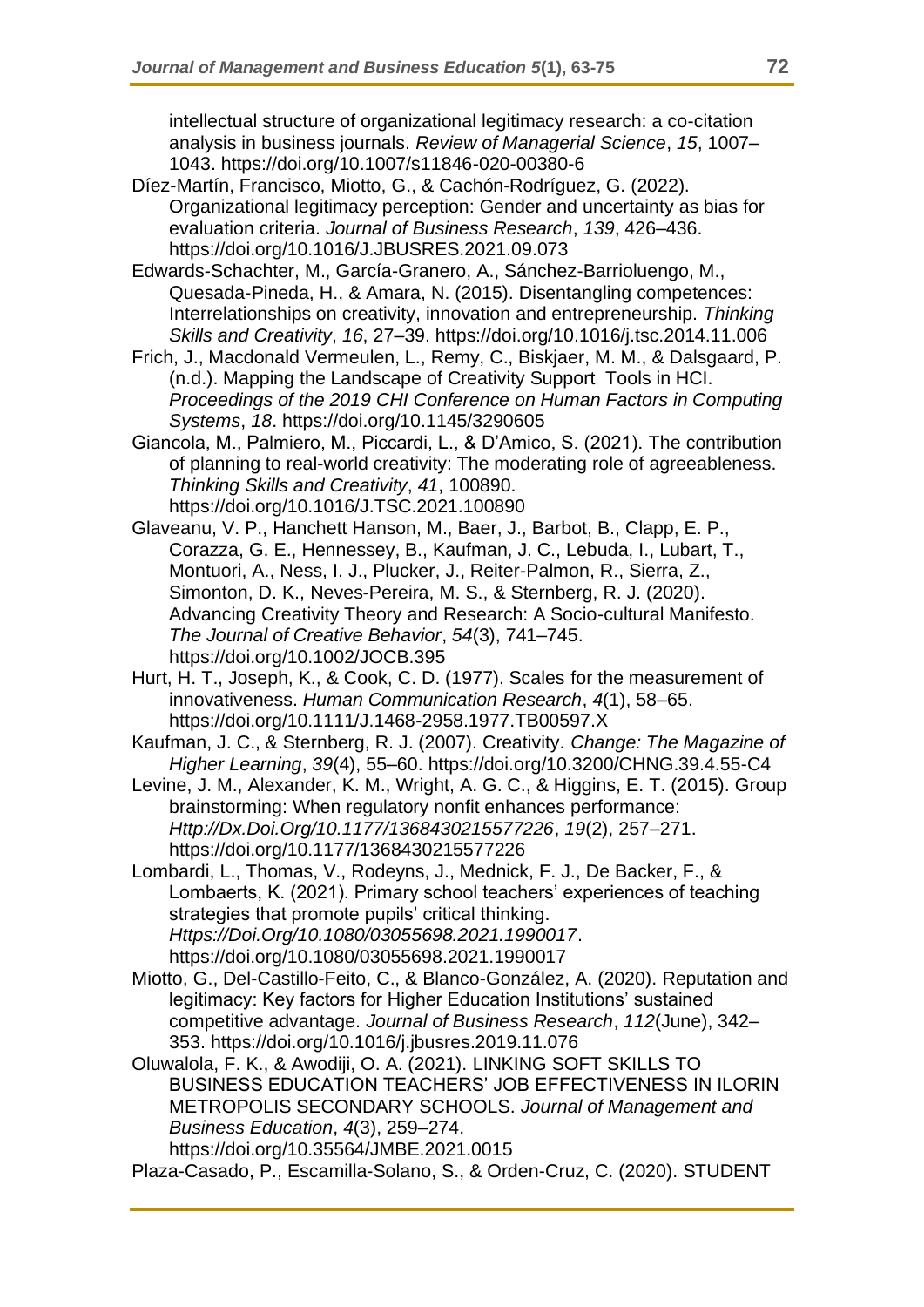intellectual structure of organizational legitimacy research: a co-citation analysis in business journals. *Review of Managerial Science*, *15*, 1007–1043. https://doi.org/10.1007/s11846-020-00380-6

Díez-Martín, Francisco, Miotto, G., & Cachón-Rodríguez, G. (2022). Organizational legitimacy perception: Gender and uncertainty as bias for evaluation criteria. *Journal of Business Research*, *139*, 426–436. https://doi.org/10.1016/J.JBUSRES.2021.09.073

Edwards-Schachter, M., García-Granero, A., Sánchez-Barrioluengo, M., Quesada-Pineda, H., & Amara, N. (2015). Disentangling competences: Interrelationships on creativity, innovation and entrepreneurship. *Thinking Skills and Creativity*, *16*, 27–39. https://doi.org/10.1016/j.tsc.2014.11.006

Frich, J., Macdonald Vermeulen, L., Remy, C., Biskjaer, M. M., & Dalsgaard, P. (n.d.). Mapping the Landscape of Creativity Support Tools in HCI. *Proceedings of the 2019 CHI Conference on Human Factors in Computing Systems*, *18*. https://doi.org/10.1145/3290605

Giancola, M., Palmiero, M., Piccardi, L., & D'Amico, S. (2021). The contribution of planning to real-world creativity: The moderating role of agreeableness. *Thinking Skills and Creativity*, *41*, 100890. https://doi.org/10.1016/J.TSC.2021.100890

Glaveanu, V. P., Hanchett Hanson, M., Baer, J., Barbot, B., Clapp, E. P., Corazza, G. E., Hennessey, B., Kaufman, J. C., Lebuda, I., Lubart, T., Montuori, A., Ness, I. J., Plucker, J., Reiter-Palmon, R., Sierra, Z., Simonton, D. K., Neves-Pereira, M. S., & Sternberg, R. J. (2020). Advancing Creativity Theory and Research: A Socio-cultural Manifesto. *The Journal of Creative Behavior*, *54*(3), 741–745. https://doi.org/10.1002/JOCB.395

Hurt, H. T., Joseph, K., & Cook, C. D. (1977). Scales for the measurement of innovativeness. *Human Communication Research*, *4*(1), 58–65. https://doi.org/10.1111/J.1468-2958.1977.TB00597.X

Kaufman, J. C., & Sternberg, R. J. (2007). Creativity. *Change: The Magazine of Higher Learning*, *39*(4), 55–60. https://doi.org/10.3200/CHNG.39.4.55-C4

Levine, J. M., Alexander, K. M., Wright, A. G. C., & Higgins, E. T. (2015). Group brainstorming: When regulatory nonfit enhances performance: *Http://Dx.Doi.Org/10.1177/1368430215577226*, *19*(2), 257–271. https://doi.org/10.1177/1368430215577226

Lombardi, L., Thomas, V., Rodeyns, J., Mednick, F. J., De Backer, F., & Lombaerts, K. (2021). Primary school teachers' experiences of teaching strategies that promote pupils' critical thinking. *Https://Doi.Org/10.1080/03055698.2021.1990017*. https://doi.org/10.1080/03055698.2021.1990017

Miotto, G., Del-Castillo-Feito, C., & Blanco-González, A. (2020). Reputation and legitimacy: Key factors for Higher Education Institutions' sustained competitive advantage. *Journal of Business Research*, *112*(June), 342–353. https://doi.org/10.1016/j.jbusres.2019.11.076

Oluwalola, F. K., & Awodiji, O. A. (2021). LINKING SOFT SKILLS TO BUSINESS EDUCATION TEACHERS' JOB EFFECTIVENESS IN ILORIN METROPOLIS SECONDARY SCHOOLS. *Journal of Management and Business Education*, *4*(3), 259–274. https://doi.org/10.35564/JMBE.2021.0015

Plaza-Casado, P., Escamilla-Solano, S., & Orden-Cruz, C. (2020). STUDENT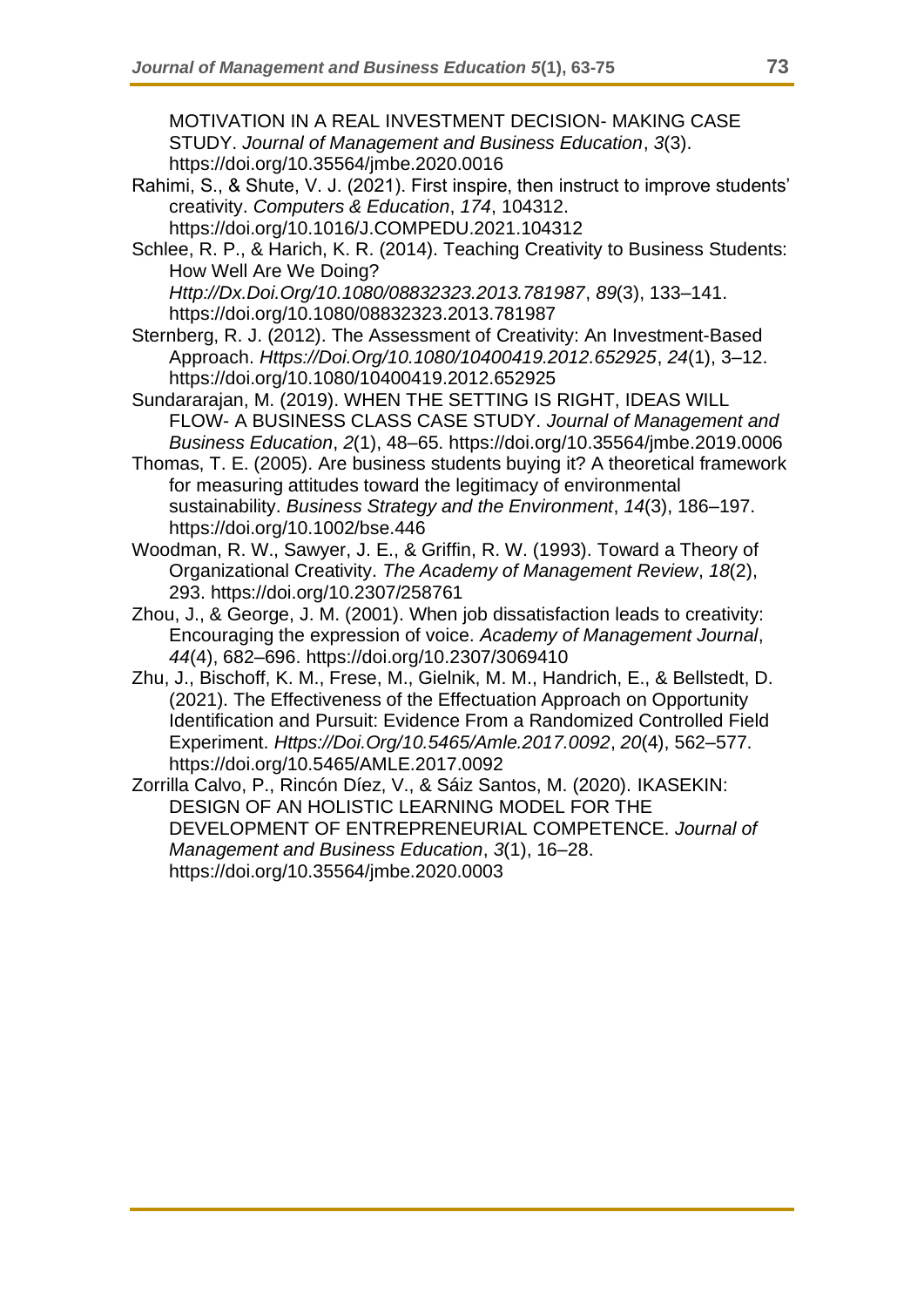MOTIVATION IN A REAL INVESTMENT DECISION- MAKING CASE STUDY. *Journal of Management and Business Education*, *3*(3). https://doi.org/10.35564/jmbe.2020.0016

Rahimi, S., & Shute, V. J. (2021). First inspire, then instruct to improve students' creativity. *Computers & Education*, *174*, 104312. https://doi.org/10.1016/J.COMPEDU.2021.104312

Schlee, R. P., & Harich, K. R. (2014). Teaching Creativity to Business Students: How Well Are We Doing? *Http://Dx.Doi.Org/10.1080/08832323.2013.781987*, *89*(3), 133–141. https://doi.org/10.1080/08832323.2013.781987

Sternberg, R. J. (2012). The Assessment of Creativity: An Investment-Based Approach. *Https://Doi.Org/10.1080/10400419.2012.652925*, *24*(1), 3–12. https://doi.org/10.1080/10400419.2012.652925

Sundararajan, M. (2019). WHEN THE SETTING IS RIGHT, IDEAS WILL FLOW- A BUSINESS CLASS CASE STUDY. *Journal of Management and Business Education*, *2*(1), 48–65. https://doi.org/10.35564/jmbe.2019.0006

Thomas, T. E. (2005). Are business students buying it? A theoretical framework for measuring attitudes toward the legitimacy of environmental sustainability. *Business Strategy and the Environment*, *14*(3), 186–197. https://doi.org/10.1002/bse.446

Woodman, R. W., Sawyer, J. E., & Griffin, R. W. (1993). Toward a Theory of Organizational Creativity. *The Academy of Management Review*, *18*(2), 293. https://doi.org/10.2307/258761

Zhou, J., & George, J. M. (2001). When job dissatisfaction leads to creativity: Encouraging the expression of voice. *Academy of Management Journal*, *44*(4), 682–696. https://doi.org/10.2307/3069410

Zhu, J., Bischoff, K. M., Frese, M., Gielnik, M. M., Handrich, E., & Bellstedt, D. (2021). The Effectiveness of the Effectuation Approach on Opportunity Identification and Pursuit: Evidence From a Randomized Controlled Field Experiment. *Https://Doi.Org/10.5465/Amle.2017.0092*, *20*(4), 562–577. https://doi.org/10.5465/AMLE.2017.0092

Zorrilla Calvo, P., Rincón Díez, V., & Sáiz Santos, M. (2020). IKASEKIN: DESIGN OF AN HOLISTIC LEARNING MODEL FOR THE DEVELOPMENT OF ENTREPRENEURIAL COMPETENCE. *Journal of Management and Business Education*, *3*(1), 16–28. https://doi.org/10.35564/jmbe.2020.0003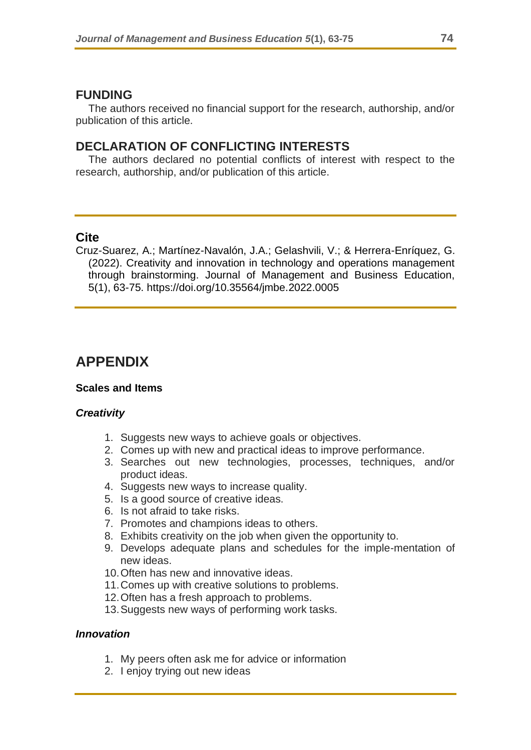## FUNDING

The authors received no financial support for the research, authorship, and/or publication of this article.

## DECLARATION OF CONFLICTING INTERESTS

The authors declared no potential conflicts of interest with respect to the research, authorship, and/or publication of this article.

## Cite

Cruz-Suarez, A.; Martínez-Navalón, J.A.; Gelashvili, V.; & Herrera-Enríquez, G. (2022). Creativity and innovation in technology and operations management through brainstorming. Journal of Management and Business Education, 5(1), 63-75. https://doi.org/10.35564/jmbe.2022.0005

# APPENDIX

**Scales and Items**

***Creativity***

1. Suggests new ways to achieve goals or objectives.
2. Comes up with new and practical ideas to improve performance.
3. Searches out new technologies, processes, techniques, and/or product ideas.
4. Suggests new ways to increase quality.
5. Is a good source of creative ideas.
6. Is not afraid to take risks.
7. Promotes and champions ideas to others.
8. Exhibits creativity on the job when given the opportunity to.
9. Develops adequate plans and schedules for the imple-mentation of new ideas.
10. Often has new and innovative ideas.
11. Comes up with creative solutions to problems.
12. Often has a fresh approach to problems.
13. Suggests new ways of performing work tasks.

***Innovation***

1. My peers often ask me for advice or information
2. I enjoy trying out new ideas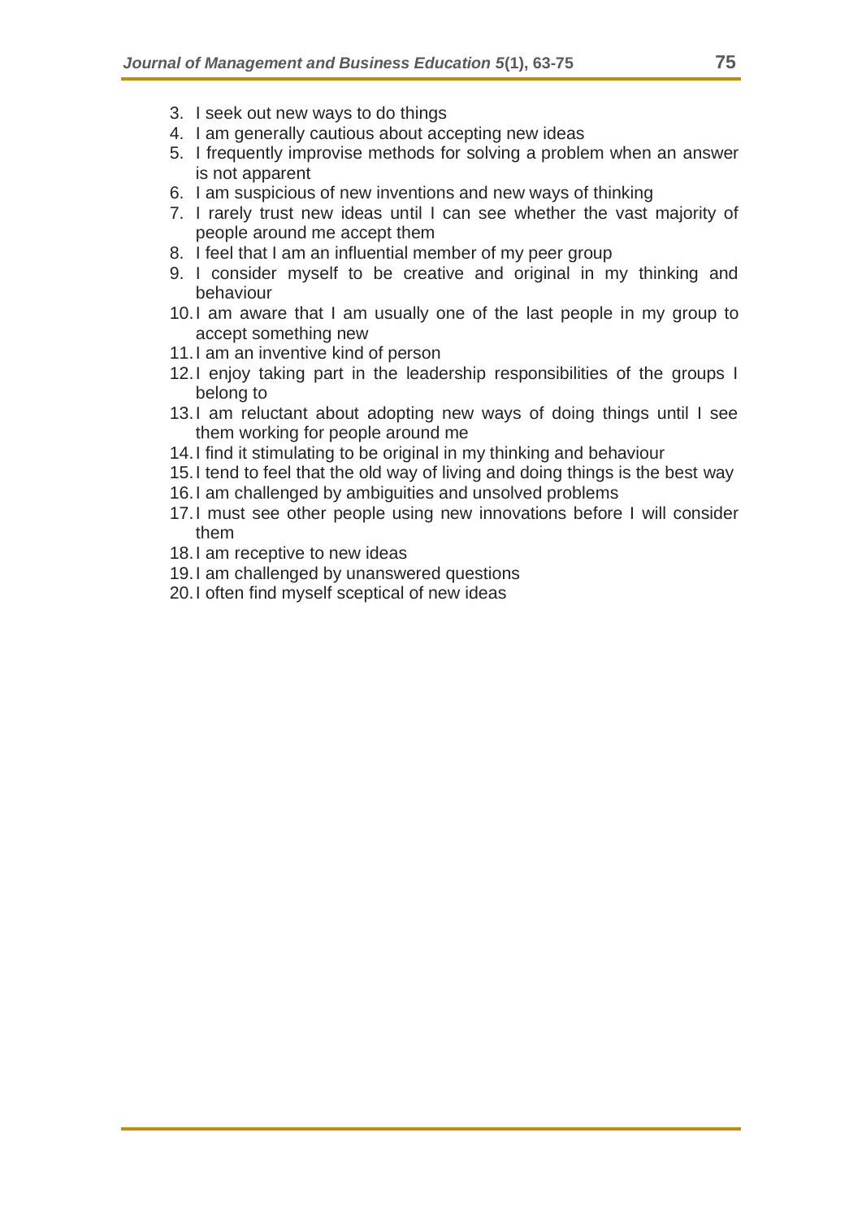3. I seek out new ways to do things
4. I am generally cautious about accepting new ideas
5. I frequently improvise methods for solving a problem when an answer is not apparent
6. I am suspicious of new inventions and new ways of thinking
7. I rarely trust new ideas until I can see whether the vast majority of people around me accept them
8. I feel that I am an influential member of my peer group
9. I consider myself to be creative and original in my thinking and behaviour
10. I am aware that I am usually one of the last people in my group to accept something new
11. I am an inventive kind of person
12. I enjoy taking part in the leadership responsibilities of the groups I belong to
13. I am reluctant about adopting new ways of doing things until I see them working for people around me
14. I find it stimulating to be original in my thinking and behaviour
15. I tend to feel that the old way of living and doing things is the best way
16. I am challenged by ambiguities and unsolved problems
17. I must see other people using new innovations before I will consider them
18. I am receptive to new ideas
19. I am challenged by unanswered questions
20. I often find myself sceptical of new ideas